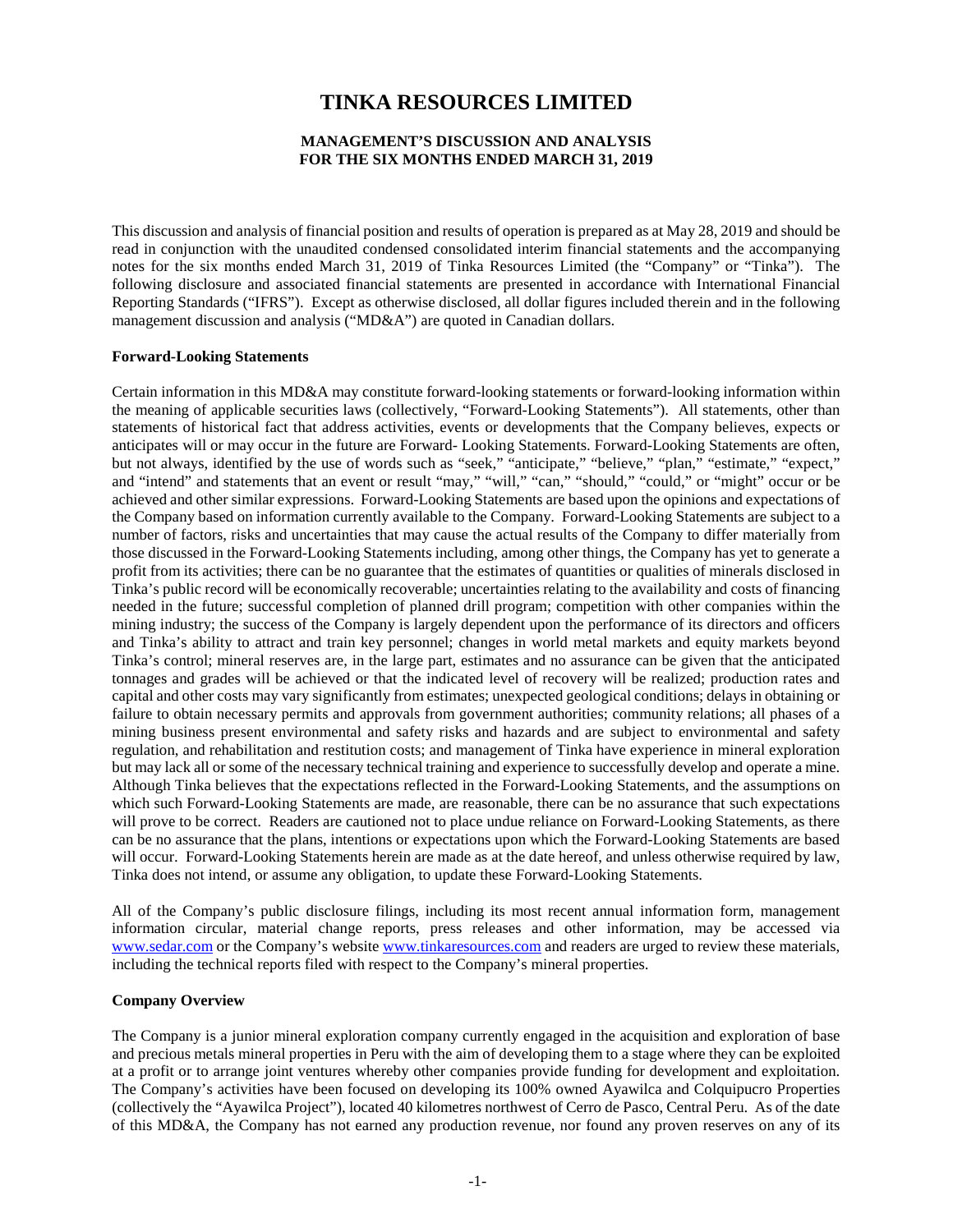# TINKA RESOURCES LIMITED

## MANAGEMENT'S DISCUSSION AND ANALYSIS
## FOR THE SIX MONTHS ENDED MARCH 31, 2019

This discussion and analysis of financial position and results of operation is prepared as at May 28, 2019 and should be read in conjunction with the unaudited condensed consolidated interim financial statements and the accompanying notes for the six months ended March 31, 2019 of Tinka Resources Limited (the "Company" or "Tinka"). The following disclosure and associated financial statements are presented in accordance with International Financial Reporting Standards ("IFRS"). Except as otherwise disclosed, all dollar figures included therein and in the following management discussion and analysis ("MD&A") are quoted in Canadian dollars.

**Forward-Looking Statements**

Certain information in this MD&A may constitute forward-looking statements or forward-looking information within the meaning of applicable securities laws (collectively, "Forward-Looking Statements"). All statements, other than statements of historical fact that address activities, events or developments that the Company believes, expects or anticipates will or may occur in the future are Forward- Looking Statements. Forward-Looking Statements are often, but not always, identified by the use of words such as "seek," "anticipate," "believe," "plan," "estimate," "expect," and "intend" and statements that an event or result "may," "will," "can," "should," "could," or "might" occur or be achieved and other similar expressions. Forward-Looking Statements are based upon the opinions and expectations of the Company based on information currently available to the Company. Forward-Looking Statements are subject to a number of factors, risks and uncertainties that may cause the actual results of the Company to differ materially from those discussed in the Forward-Looking Statements including, among other things, the Company has yet to generate a profit from its activities; there can be no guarantee that the estimates of quantities or qualities of minerals disclosed in Tinka's public record will be economically recoverable; uncertainties relating to the availability and costs of financing needed in the future; successful completion of planned drill program; competition with other companies within the mining industry; the success of the Company is largely dependent upon the performance of its directors and officers and Tinka's ability to attract and train key personnel; changes in world metal markets and equity markets beyond Tinka's control; mineral reserves are, in the large part, estimates and no assurance can be given that the anticipated tonnages and grades will be achieved or that the indicated level of recovery will be realized; production rates and capital and other costs may vary significantly from estimates; unexpected geological conditions; delays in obtaining or failure to obtain necessary permits and approvals from government authorities; community relations; all phases of a mining business present environmental and safety risks and hazards and are subject to environmental and safety regulation, and rehabilitation and restitution costs; and management of Tinka have experience in mineral exploration but may lack all or some of the necessary technical training and experience to successfully develop and operate a mine. Although Tinka believes that the expectations reflected in the Forward-Looking Statements, and the assumptions on which such Forward-Looking Statements are made, are reasonable, there can be no assurance that such expectations will prove to be correct. Readers are cautioned not to place undue reliance on Forward-Looking Statements, as there can be no assurance that the plans, intentions or expectations upon which the Forward-Looking Statements are based will occur. Forward-Looking Statements herein are made as at the date hereof, and unless otherwise required by law, Tinka does not intend, or assume any obligation, to update these Forward-Looking Statements.

All of the Company's public disclosure filings, including its most recent annual information form, management information circular, material change reports, press releases and other information, may be accessed via www.sedar.com or the Company's website www.tinkaresources.com and readers are urged to review these materials, including the technical reports filed with respect to the Company's mineral properties.

**Company Overview**

The Company is a junior mineral exploration company currently engaged in the acquisition and exploration of base and precious metals mineral properties in Peru with the aim of developing them to a stage where they can be exploited at a profit or to arrange joint ventures whereby other companies provide funding for development and exploitation. The Company's activities have been focused on developing its 100% owned Ayawilca and Colquipucro Properties (collectively the "Ayawilca Project"), located 40 kilometres northwest of Cerro de Pasco, Central Peru. As of the date of this MD&A, the Company has not earned any production revenue, nor found any proven reserves on any of its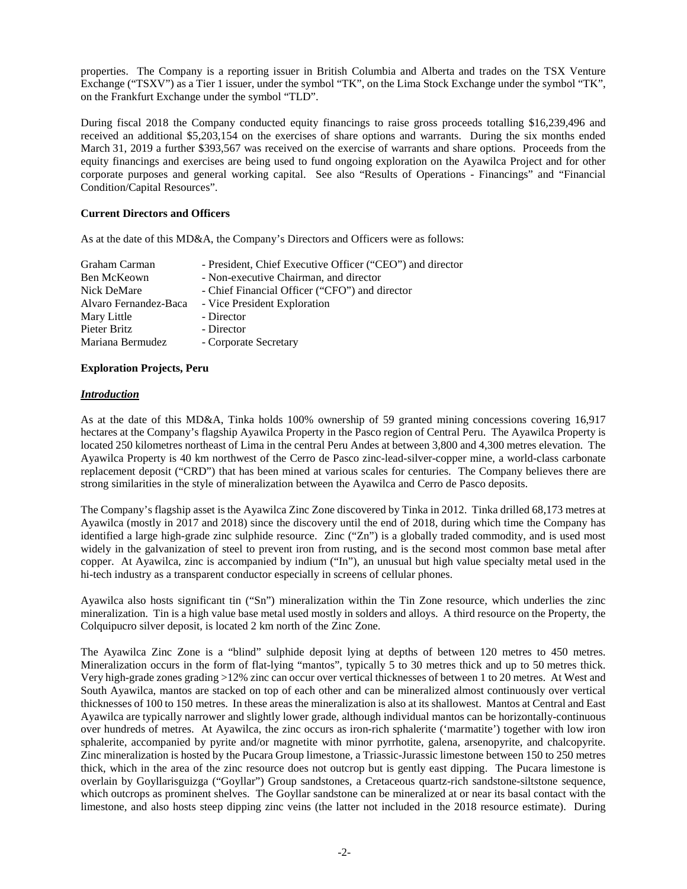properties. The Company is a reporting issuer in British Columbia and Alberta and trades on the TSX Venture Exchange ("TSXV") as a Tier 1 issuer, under the symbol "TK", on the Lima Stock Exchange under the symbol "TK", on the Frankfurt Exchange under the symbol "TLD".

During fiscal 2018 the Company conducted equity financings to raise gross proceeds totalling $16,239,496 and received an additional $5,203,154 on the exercises of share options and warrants. During the six months ended March 31, 2019 a further $393,567 was received on the exercise of warrants and share options. Proceeds from the equity financings and exercises are being used to fund ongoing exploration on the Ayawilca Project and for other corporate purposes and general working capital. See also "Results of Operations - Financings" and "Financial Condition/Capital Resources".

**Current Directors and Officers**

As at the date of this MD&A, the Company's Directors and Officers were as follows:

| | |
|---|---|
| Graham Carman | - President, Chief Executive Officer ("CEO") and director |
| Ben McKeown | - Non-executive Chairman, and director |
| Nick DeMare | - Chief Financial Officer ("CFO") and director |
| Alvaro Fernandez-Baca | - Vice President Exploration |
| Mary Little | - Director |
| Pieter Britz | - Director |
| Mariana Bermudez | - Corporate Secretary |

**Exploration Projects, Peru**

***Introduction***

As at the date of this MD&A, Tinka holds 100% ownership of 59 granted mining concessions covering 16,917 hectares at the Company's flagship Ayawilca Property in the Pasco region of Central Peru. The Ayawilca Property is located 250 kilometres northeast of Lima in the central Peru Andes at between 3,800 and 4,300 metres elevation. The Ayawilca Property is 40 km northwest of the Cerro de Pasco zinc-lead-silver-copper mine, a world-class carbonate replacement deposit ("CRD") that has been mined at various scales for centuries. The Company believes there are strong similarities in the style of mineralization between the Ayawilca and Cerro de Pasco deposits.

The Company's flagship asset is the Ayawilca Zinc Zone discovered by Tinka in 2012. Tinka drilled 68,173 metres at Ayawilca (mostly in 2017 and 2018) since the discovery until the end of 2018, during which time the Company has identified a large high-grade zinc sulphide resource. Zinc ("Zn") is a globally traded commodity, and is used most widely in the galvanization of steel to prevent iron from rusting, and is the second most common base metal after copper. At Ayawilca, zinc is accompanied by indium ("In"), an unusual but high value specialty metal used in the hi-tech industry as a transparent conductor especially in screens of cellular phones.

Ayawilca also hosts significant tin ("Sn") mineralization within the Tin Zone resource, which underlies the zinc mineralization. Tin is a high value base metal used mostly in solders and alloys. A third resource on the Property, the Colquipucro silver deposit, is located 2 km north of the Zinc Zone.

The Ayawilca Zinc Zone is a "blind" sulphide deposit lying at depths of between 120 metres to 450 metres. Mineralization occurs in the form of flat-lying "mantos", typically 5 to 30 metres thick and up to 50 metres thick. Very high-grade zones grading >12% zinc can occur over vertical thicknesses of between 1 to 20 metres. At West and South Ayawilca, mantos are stacked on top of each other and can be mineralized almost continuously over vertical thicknesses of 100 to 150 metres. In these areas the mineralization is also at its shallowest. Mantos at Central and East Ayawilca are typically narrower and slightly lower grade, although individual mantos can be horizontally-continuous over hundreds of metres. At Ayawilca, the zinc occurs as iron-rich sphalerite ('marmatite') together with low iron sphalerite, accompanied by pyrite and/or magnetite with minor pyrrhotite, galena, arsenopyrite, and chalcopyrite. Zinc mineralization is hosted by the Pucara Group limestone, a Triassic-Jurassic limestone between 150 to 250 metres thick, which in the area of the zinc resource does not outcrop but is gently east dipping. The Pucara limestone is overlain by Goyllarisguizga ("Goyllar") Group sandstones, a Cretaceous quartz-rich sandstone-siltstone sequence, which outcrops as prominent shelves. The Goyllar sandstone can be mineralized at or near its basal contact with the limestone, and also hosts steep dipping zinc veins (the latter not included in the 2018 resource estimate). During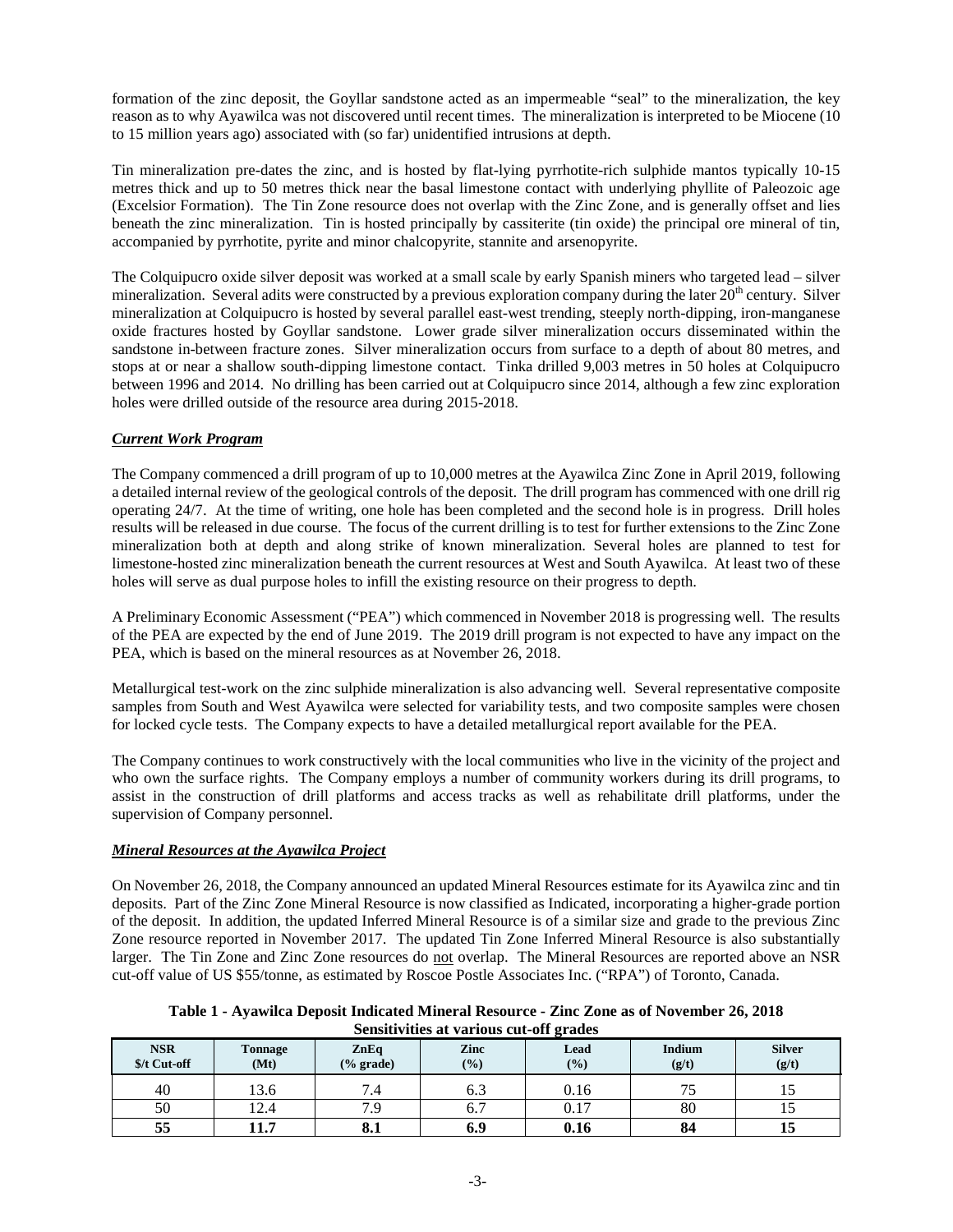formation of the zinc deposit, the Goyllar sandstone acted as an impermeable "seal" to the mineralization, the key reason as to why Ayawilca was not discovered until recent times. The mineralization is interpreted to be Miocene (10 to 15 million years ago) associated with (so far) unidentified intrusions at depth.

Tin mineralization pre-dates the zinc, and is hosted by flat-lying pyrrhotite-rich sulphide mantos typically 10-15 metres thick and up to 50 metres thick near the basal limestone contact with underlying phyllite of Paleozoic age (Excelsior Formation). The Tin Zone resource does not overlap with the Zinc Zone, and is generally offset and lies beneath the zinc mineralization. Tin is hosted principally by cassiterite (tin oxide) the principal ore mineral of tin, accompanied by pyrrhotite, pyrite and minor chalcopyrite, stannite and arsenopyrite.

The Colquipucro oxide silver deposit was worked at a small scale by early Spanish miners who targeted lead – silver mineralization. Several adits were constructed by a previous exploration company during the later 20th century. Silver mineralization at Colquipucro is hosted by several parallel east-west trending, steeply north-dipping, iron-manganese oxide fractures hosted by Goyllar sandstone. Lower grade silver mineralization occurs disseminated within the sandstone in-between fracture zones. Silver mineralization occurs from surface to a depth of about 80 metres, and stops at or near a shallow south-dipping limestone contact. Tinka drilled 9,003 metres in 50 holes at Colquipucro between 1996 and 2014. No drilling has been carried out at Colquipucro since 2014, although a few zinc exploration holes were drilled outside of the resource area during 2015-2018.

***Current Work Program***

The Company commenced a drill program of up to 10,000 metres at the Ayawilca Zinc Zone in April 2019, following a detailed internal review of the geological controls of the deposit. The drill program has commenced with one drill rig operating 24/7. At the time of writing, one hole has been completed and the second hole is in progress. Drill holes results will be released in due course. The focus of the current drilling is to test for further extensions to the Zinc Zone mineralization both at depth and along strike of known mineralization. Several holes are planned to test for limestone-hosted zinc mineralization beneath the current resources at West and South Ayawilca. At least two of these holes will serve as dual purpose holes to infill the existing resource on their progress to depth.

A Preliminary Economic Assessment ("PEA") which commenced in November 2018 is progressing well. The results of the PEA are expected by the end of June 2019. The 2019 drill program is not expected to have any impact on the PEA, which is based on the mineral resources as at November 26, 2018.

Metallurgical test-work on the zinc sulphide mineralization is also advancing well. Several representative composite samples from South and West Ayawilca were selected for variability tests, and two composite samples were chosen for locked cycle tests. The Company expects to have a detailed metallurgical report available for the PEA.

The Company continues to work constructively with the local communities who live in the vicinity of the project and who own the surface rights. The Company employs a number of community workers during its drill programs, to assist in the construction of drill platforms and access tracks as well as rehabilitate drill platforms, under the supervision of Company personnel.

***Mineral Resources at the Ayawilca Project***

On November 26, 2018, the Company announced an updated Mineral Resources estimate for its Ayawilca zinc and tin deposits. Part of the Zinc Zone Mineral Resource is now classified as Indicated, incorporating a higher-grade portion of the deposit. In addition, the updated Inferred Mineral Resource is of a similar size and grade to the previous Zinc Zone resource reported in November 2017. The updated Tin Zone Inferred Mineral Resource is also substantially larger. The Tin Zone and Zinc Zone resources do not overlap. The Mineral Resources are reported above an NSR cut-off value of US $55/tonne, as estimated by Roscoe Postle Associates Inc. ("RPA") of Toronto, Canada.

**Table 1 - Ayawilca Deposit Indicated Mineral Resource - Zinc Zone as of November 26, 2018**
**Sensitivities at various cut-off grades**

| NSR $/t Cut-off | Tonnage (Mt) | ZnEq (% grade) | Zinc (%) | Lead (%) | Indium (g/t) | Silver (g/t) |
|---|---|---|---|---|---|---|
| 40 | 13.6 | 7.4 | 6.3 | 0.16 | 75 | 15 |
| 50 | 12.4 | 7.9 | 6.7 | 0.17 | 80 | 15 |
| **55** | **11.7** | **8.1** | **6.9** | **0.16** | **84** | **15** |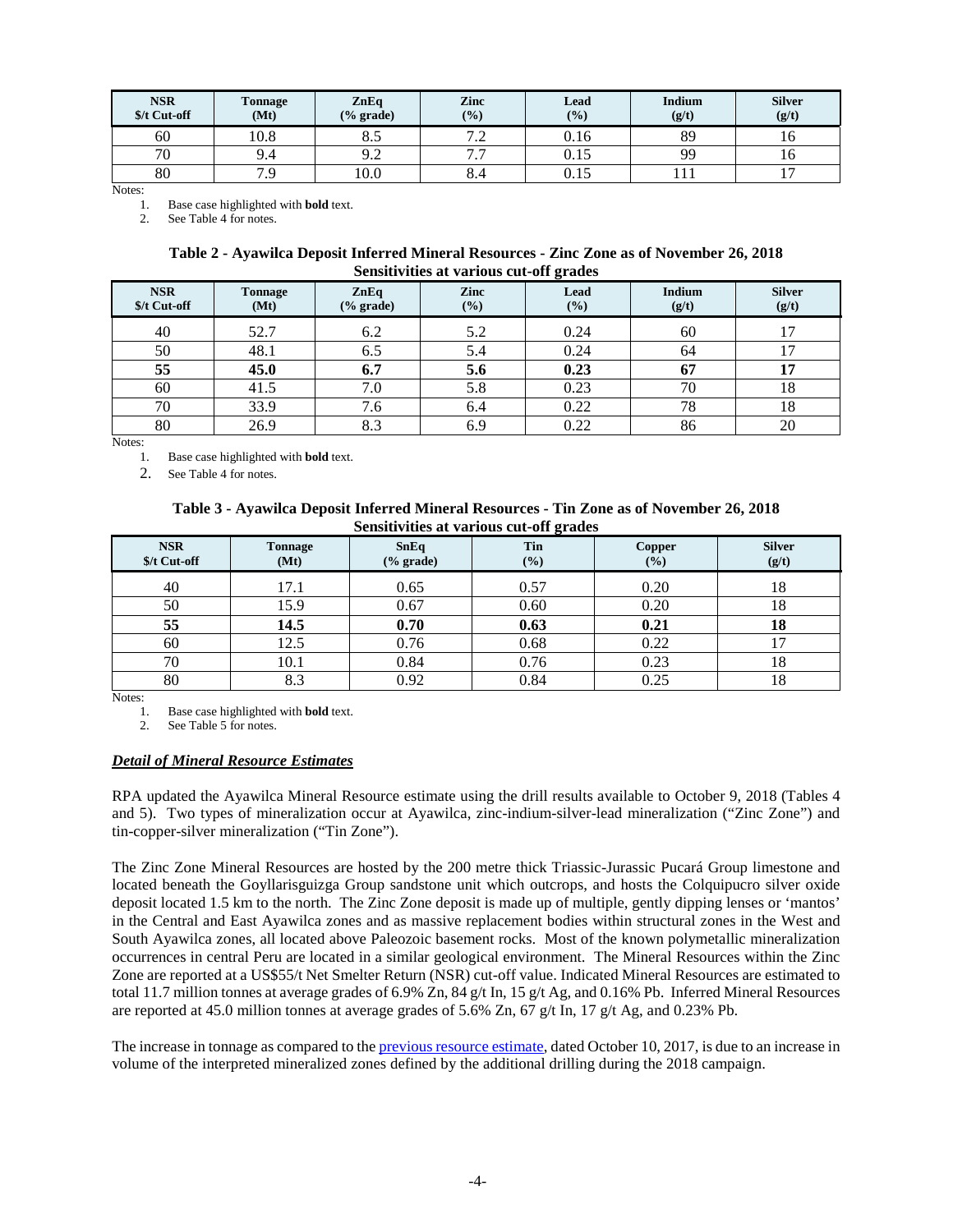| NSR $/t Cut-off | Tonnage (Mt) | ZnEq (% grade) | Zinc (%) | Lead (%) | Indium (g/t) | Silver (g/t) |
|---|---|---|---|---|---|---|
| 60 | 10.8 | 8.5 | 7.2 | 0.16 | 89 | 16 |
| 70 | 9.4 | 9.2 | 7.7 | 0.15 | 99 | 16 |
| 80 | 7.9 | 10.0 | 8.4 | 0.15 | 111 | 17 |

Notes:

1. Base case highlighted with **bold** text.
2. See Table 4 for notes.

**Table 2 - Ayawilca Deposit Inferred Mineral Resources - Zinc Zone as of November 26, 2018 Sensitivities at various cut-off grades**

| NSR $/t Cut-off | Tonnage (Mt) | ZnEq (% grade) | Zinc (%) | Lead (%) | Indium (g/t) | Silver (g/t) |
|---|---|---|---|---|---|---|
| 40 | 52.7 | 6.2 | 5.2 | 0.24 | 60 | 17 |
| 50 | 48.1 | 6.5 | 5.4 | 0.24 | 64 | 17 |
| **55** | **45.0** | **6.7** | **5.6** | **0.23** | **67** | **17** |
| 60 | 41.5 | 7.0 | 5.8 | 0.23 | 70 | 18 |
| 70 | 33.9 | 7.6 | 6.4 | 0.22 | 78 | 18 |
| 80 | 26.9 | 8.3 | 6.9 | 0.22 | 86 | 20 |

Notes:

1. Base case highlighted with **bold** text.
2. See Table 4 for notes.

**Table 3 - Ayawilca Deposit Inferred Mineral Resources - Tin Zone as of November 26, 2018 Sensitivities at various cut-off grades**

| NSR $/t Cut-off | Tonnage (Mt) | SnEq (% grade) | Tin (%) | Copper (%) | Silver (g/t) |
|---|---|---|---|---|---|
| 40 | 17.1 | 0.65 | 0.57 | 0.20 | 18 |
| 50 | 15.9 | 0.67 | 0.60 | 0.20 | 18 |
| **55** | **14.5** | **0.70** | **0.63** | **0.21** | **18** |
| 60 | 12.5 | 0.76 | 0.68 | 0.22 | 17 |
| 70 | 10.1 | 0.84 | 0.76 | 0.23 | 18 |
| 80 | 8.3 | 0.92 | 0.84 | 0.25 | 18 |

Notes:

1. Base case highlighted with **bold** text.
2. See Table 5 for notes.

***Detail of Mineral Resource Estimates***

RPA updated the Ayawilca Mineral Resource estimate using the drill results available to October 9, 2018 (Tables 4 and 5). Two types of mineralization occur at Ayawilca, zinc-indium-silver-lead mineralization ("Zinc Zone") and tin-copper-silver mineralization ("Tin Zone").

The Zinc Zone Mineral Resources are hosted by the 200 metre thick Triassic-Jurassic Pucará Group limestone and located beneath the Goyllarisguizga Group sandstone unit which outcrops, and hosts the Colquipucro silver oxide deposit located 1.5 km to the north. The Zinc Zone deposit is made up of multiple, gently dipping lenses or 'mantos' in the Central and East Ayawilca zones and as massive replacement bodies within structural zones in the West and South Ayawilca zones, all located above Paleozoic basement rocks. Most of the known polymetallic mineralization occurrences in central Peru are located in a similar geological environment. The Mineral Resources within the Zinc Zone are reported at a US$55/t Net Smelter Return (NSR) cut-off value. Indicated Mineral Resources are estimated to total 11.7 million tonnes at average grades of 6.9% Zn, 84 g/t In, 15 g/t Ag, and 0.16% Pb. Inferred Mineral Resources are reported at 45.0 million tonnes at average grades of 5.6% Zn, 67 g/t In, 17 g/t Ag, and 0.23% Pb.

The increase in tonnage as compared to the previous resource estimate, dated October 10, 2017, is due to an increase in volume of the interpreted mineralized zones defined by the additional drilling during the 2018 campaign.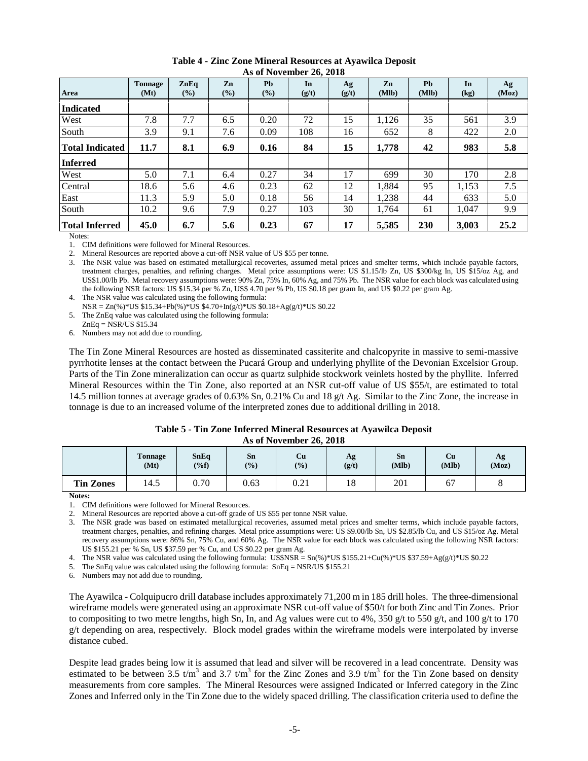**Table 4 - Zinc Zone Mineral Resources at Ayawilca Deposit**
**As of November 26, 2018**

| Area | Tonnage (Mt) | ZnEq (%) | Zn (%) | Pb (%) | In (g/t) | Ag (g/t) | Zn (Mlb) | Pb (Mlb) | In (kg) | Ag (Moz) |
|---|---|---|---|---|---|---|---|---|---|---|
| **Indicated** | | | | | | | | | | |
| West | 7.8 | 7.7 | 6.5 | 0.20 | 72 | 15 | 1,126 | 35 | 561 | 3.9 |
| South | 3.9 | 9.1 | 7.6 | 0.09 | 108 | 16 | 652 | 8 | 422 | 2.0 |
| **Total Indicated** | **11.7** | **8.1** | **6.9** | **0.16** | **84** | **15** | **1,778** | **42** | **983** | **5.8** |
| **Inferred** | | | | | | | | | | |
| West | 5.0 | 7.1 | 6.4 | 0.27 | 34 | 17 | 699 | 30 | 170 | 2.8 |
| Central | 18.6 | 5.6 | 4.6 | 0.23 | 62 | 12 | 1,884 | 95 | 1,153 | 7.5 |
| East | 11.3 | 5.9 | 5.0 | 0.18 | 56 | 14 | 1,238 | 44 | 633 | 5.0 |
| South | 10.2 | 9.6 | 7.9 | 0.27 | 103 | 30 | 1,764 | 61 | 1,047 | 9.9 |
| **Total Inferred** | **45.0** | **6.7** | **5.6** | **0.23** | **67** | **17** | **5,585** | **230** | **3,003** | **25.2** |

Notes:

1. CIM definitions were followed for Mineral Resources.
2. Mineral Resources are reported above a cut-off NSR value of US $55 per tonne.
3. The NSR value was based on estimated metallurgical recoveries, assumed metal prices and smelter terms, which include payable factors, treatment charges, penalties, and refining charges. Metal price assumptions were: US $1.15/lb Zn, US $300/kg In, US $15/oz Ag, and US$1.00/lb Pb. Metal recovery assumptions were: 90% Zn, 75% In, 60% Ag, and 75% Pb. The NSR value for each block was calculated using the following NSR factors: US $15.34 per % Zn, US$ 4.70 per % Pb, US $0.18 per gram In, and US $0.22 per gram Ag.
4. The NSR value was calculated using the following formula: NSR = Zn(%)*US $15.34+Pb(%)*US $4.70+In(g/t)*US $0.18+Ag(g/t)*US $0.22
5. The ZnEq value was calculated using the following formula: ZnEq = NSR/US $15.34
6. Numbers may not add due to rounding.

The Tin Zone Mineral Resources are hosted as disseminated cassiterite and chalcopyrite in massive to semi-massive pyrrhotite lenses at the contact between the Pucará Group and underlying phyllite of the Devonian Excelsior Group. Parts of the Tin Zone mineralization can occur as quartz sulphide stockwork veinlets hosted by the phyllite. Inferred Mineral Resources within the Tin Zone, also reported at an NSR cut-off value of US $55/t, are estimated to total 14.5 million tonnes at average grades of 0.63% Sn, 0.21% Cu and 18 g/t Ag. Similar to the Zinc Zone, the increase in tonnage is due to an increased volume of the interpreted zones due to additional drilling in 2018.

**Table 5 - Tin Zone Inferred Mineral Resources at Ayawilca Deposit**
**As of November 26, 2018**

| | Tonnage (Mt) | SnEq (%f) | Sn (%) | Cu (%) | Ag (g/t) | Sn (Mlb) | Cu (Mlb) | Ag (Moz) |
|---|---|---|---|---|---|---|---|---|
| **Tin Zones** | 14.5 | 0.70 | 0.63 | 0.21 | 18 | 201 | 67 | 8 |

**Notes:**

1. CIM definitions were followed for Mineral Resources.
2. Mineral Resources are reported above a cut-off grade of US $55 per tonne NSR value.
3. The NSR grade was based on estimated metallurgical recoveries, assumed metal prices and smelter terms, which include payable factors, treatment charges, penalties, and refining charges. Metal price assumptions were: US $9.00/lb Sn, US $2.85/lb Cu, and US $15/oz Ag. Metal recovery assumptions were: 86% Sn, 75% Cu, and 60% Ag. The NSR value for each block was calculated using the following NSR factors: US $155.21 per % Sn, US $37.59 per % Cu, and US $0.22 per gram Ag.
4. The NSR value was calculated using the following formula: US$NSR = Sn(%)*US $155.21+Cu(%)*US $37.59+Ag(g/t)*US $0.22
5. The SnEq value was calculated using the following formula: SnEq = NSR/US $155.21
6. Numbers may not add due to rounding.

The Ayawilca - Colquipucro drill database includes approximately 71,200 m in 185 drill holes. The three-dimensional wireframe models were generated using an approximate NSR cut-off value of $50/t for both Zinc and Tin Zones. Prior to compositing to two metre lengths, high Sn, In, and Ag values were cut to 4%, 350 g/t to 550 g/t, and 100 g/t to 170 g/t depending on area, respectively. Block model grades within the wireframe models were interpolated by inverse distance cubed.

Despite lead grades being low it is assumed that lead and silver will be recovered in a lead concentrate. Density was estimated to be between 3.5 $t/m^3$ and 3.7 $t/m^3$ for the Zinc Zones and 3.9 $t/m^3$ for the Tin Zone based on density measurements from core samples. The Mineral Resources were assigned Indicated or Inferred category in the Zinc Zones and Inferred only in the Tin Zone due to the widely spaced drilling. The classification criteria used to define the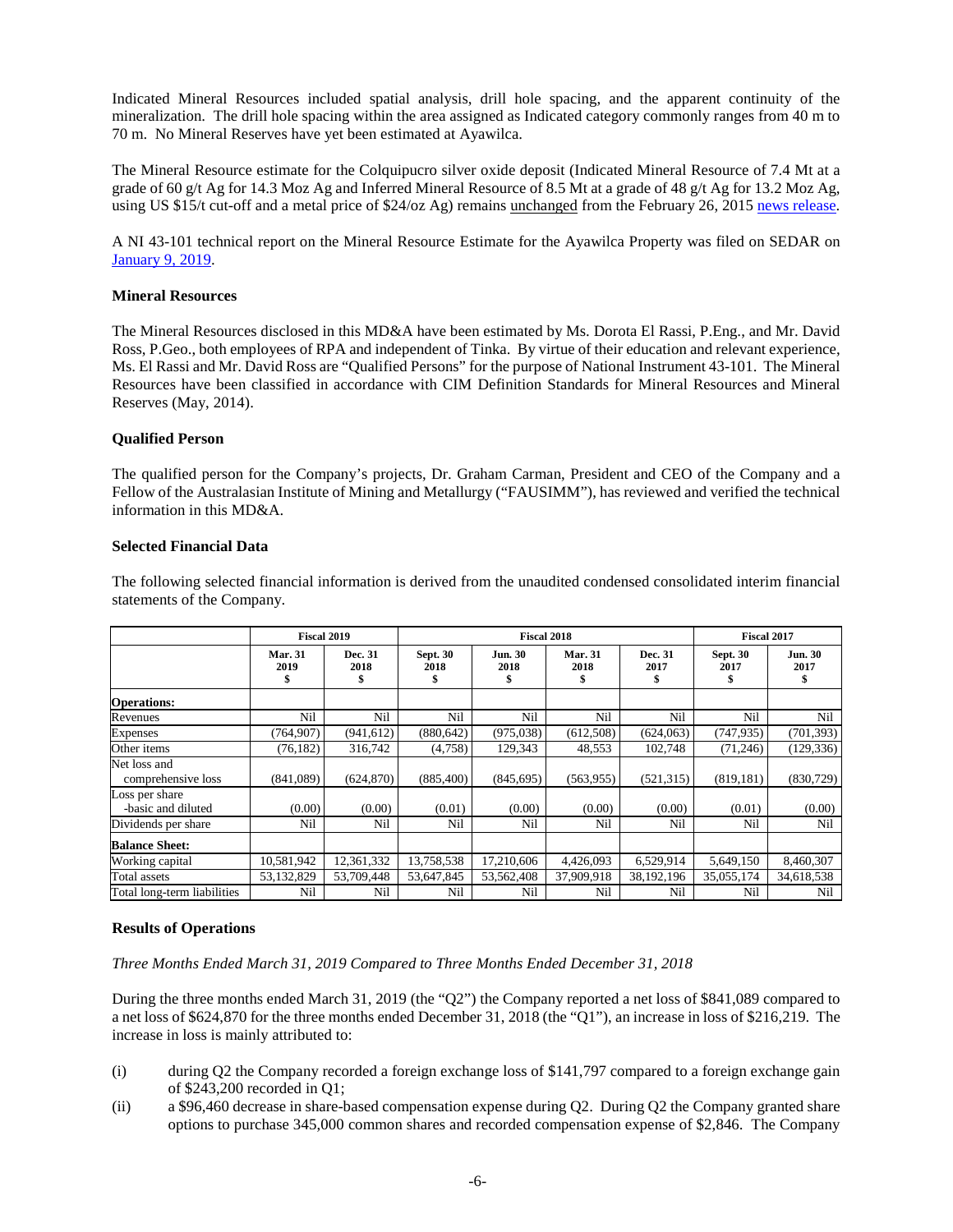Indicated Mineral Resources included spatial analysis, drill hole spacing, and the apparent continuity of the mineralization. The drill hole spacing within the area assigned as Indicated category commonly ranges from 40 m to 70 m. No Mineral Reserves have yet been estimated at Ayawilca.

The Mineral Resource estimate for the Colquipucro silver oxide deposit (Indicated Mineral Resource of 7.4 Mt at a grade of 60 g/t Ag for 14.3 Moz Ag and Inferred Mineral Resource of 8.5 Mt at a grade of 48 g/t Ag for 13.2 Moz Ag, using US $15/t cut-off and a metal price of $24/oz Ag) remains unchanged from the February 26, 2015 news release.

A NI 43-101 technical report on the Mineral Resource Estimate for the Ayawilca Property was filed on SEDAR on January 9, 2019.

**Mineral Resources**

The Mineral Resources disclosed in this MD&A have been estimated by Ms. Dorota El Rassi, P.Eng., and Mr. David Ross, P.Geo., both employees of RPA and independent of Tinka. By virtue of their education and relevant experience, Ms. El Rassi and Mr. David Ross are "Qualified Persons" for the purpose of National Instrument 43-101. The Mineral Resources have been classified in accordance with CIM Definition Standards for Mineral Resources and Mineral Reserves (May, 2014).

**Qualified Person**

The qualified person for the Company's projects, Dr. Graham Carman, President and CEO of the Company and a Fellow of the Australasian Institute of Mining and Metallurgy ("FAUSIMM"), has reviewed and verified the technical information in this MD&A.

**Selected Financial Data**

The following selected financial information is derived from the unaudited condensed consolidated interim financial statements of the Company.

| | Fiscal 2019 | | Fiscal 2018 | | | | Fiscal 2017 | |
|---|---|---|---|---|---|---|---|---|
| | Mar. 31 2019 $ | Dec. 31 2018 $ | Sept. 30 2018 $ | Jun. 30 2018 $ | Mar. 31 2018 $ | Dec. 31 2017 $ | Sept. 30 2017 $ | Jun. 30 2017 $ |
| **Operations:** | | | | | | | | |
| Revenues | Nil | Nil | Nil | Nil | Nil | Nil | Nil | Nil |
| Expenses | (764,907) | (941,612) | (880,642) | (975,038) | (612,508) | (624,063) | (747,935) | (701,393) |
| Other items | (76,182) | 316,742 | (4,758) | 129,343 | 48,553 | 102,748 | (71,246) | (129,336) |
| Net loss and comprehensive loss | (841,089) | (624,870) | (885,400) | (845,695) | (563,955) | (521,315) | (819,181) | (830,729) |
| Loss per share -basic and diluted | (0.00) | (0.00) | (0.01) | (0.00) | (0.00) | (0.00) | (0.01) | (0.00) |
| Dividends per share | Nil | Nil | Nil | Nil | Nil | Nil | Nil | Nil |
| **Balance Sheet:** | | | | | | | | |
| Working capital | 10,581,942 | 12,361,332 | 13,758,538 | 17,210,606 | 4,426,093 | 6,529,914 | 5,649,150 | 8,460,307 |
| Total assets | 53,132,829 | 53,709,448 | 53,647,845 | 53,562,408 | 37,909,918 | 38,192,196 | 35,055,174 | 34,618,538 |
| Total long-term liabilities | Nil | Nil | Nil | Nil | Nil | Nil | Nil | Nil |

**Results of Operations**

*Three Months Ended March 31, 2019 Compared to Three Months Ended December 31, 2018*

During the three months ended March 31, 2019 (the "Q2") the Company reported a net loss of $841,089 compared to a net loss of $624,870 for the three months ended December 31, 2018 (the "Q1"), an increase in loss of $216,219. The increase in loss is mainly attributed to:

(i) during Q2 the Company recorded a foreign exchange loss of $141,797 compared to a foreign exchange gain of $243,200 recorded in Q1;

(ii) a $96,460 decrease in share-based compensation expense during Q2. During Q2 the Company granted share options to purchase 345,000 common shares and recorded compensation expense of $2,846. The Company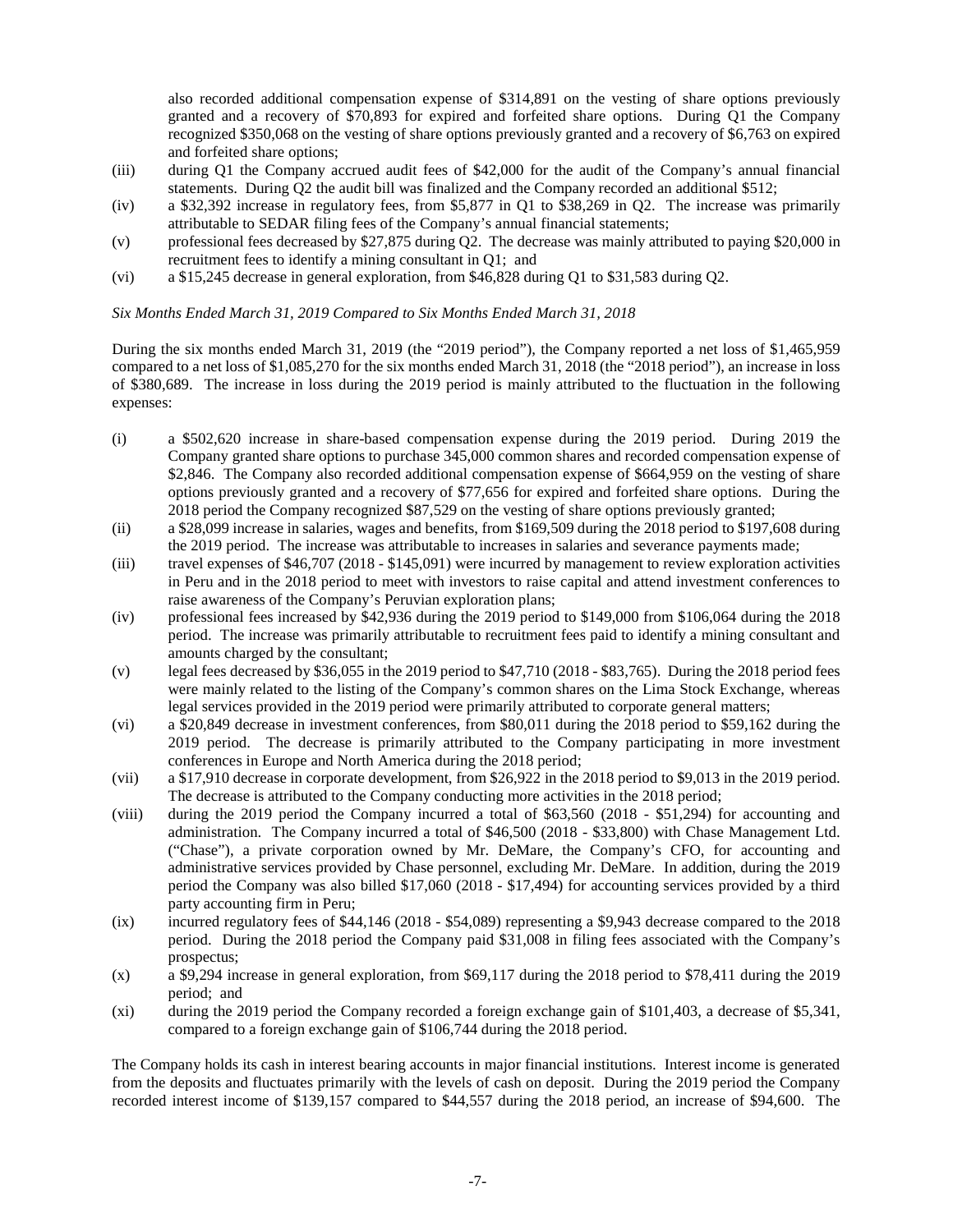also recorded additional compensation expense of $314,891 on the vesting of share options previously granted and a recovery of $70,893 for expired and forfeited share options. During Q1 the Company recognized $350,068 on the vesting of share options previously granted and a recovery of $6,763 on expired and forfeited share options;

(iii) during Q1 the Company accrued audit fees of $42,000 for the audit of the Company's annual financial statements. During Q2 the audit bill was finalized and the Company recorded an additional $512;

(iv) a $32,392 increase in regulatory fees, from $5,877 in Q1 to $38,269 in Q2. The increase was primarily attributable to SEDAR filing fees of the Company's annual financial statements;

(v) professional fees decreased by $27,875 during Q2. The decrease was mainly attributed to paying $20,000 in recruitment fees to identify a mining consultant in Q1; and

(vi) a $15,245 decrease in general exploration, from $46,828 during Q1 to $31,583 during Q2.

*Six Months Ended March 31, 2019 Compared to Six Months Ended March 31, 2018*

During the six months ended March 31, 2019 (the "2019 period"), the Company reported a net loss of $1,465,959 compared to a net loss of $1,085,270 for the six months ended March 31, 2018 (the "2018 period"), an increase in loss of $380,689. The increase in loss during the 2019 period is mainly attributed to the fluctuation in the following expenses:

(i) a $502,620 increase in share-based compensation expense during the 2019 period. During 2019 the Company granted share options to purchase 345,000 common shares and recorded compensation expense of $2,846. The Company also recorded additional compensation expense of $664,959 on the vesting of share options previously granted and a recovery of $77,656 for expired and forfeited share options. During the 2018 period the Company recognized $87,529 on the vesting of share options previously granted;

(ii) a $28,099 increase in salaries, wages and benefits, from $169,509 during the 2018 period to $197,608 during the 2019 period. The increase was attributable to increases in salaries and severance payments made;

(iii) travel expenses of $46,707 (2018 - $145,091) were incurred by management to review exploration activities in Peru and in the 2018 period to meet with investors to raise capital and attend investment conferences to raise awareness of the Company's Peruvian exploration plans;

(iv) professional fees increased by $42,936 during the 2019 period to $149,000 from $106,064 during the 2018 period. The increase was primarily attributable to recruitment fees paid to identify a mining consultant and amounts charged by the consultant;

(v) legal fees decreased by $36,055 in the 2019 period to $47,710 (2018 - $83,765). During the 2018 period fees were mainly related to the listing of the Company's common shares on the Lima Stock Exchange, whereas legal services provided in the 2019 period were primarily attributed to corporate general matters;

(vi) a $20,849 decrease in investment conferences, from $80,011 during the 2018 period to $59,162 during the 2019 period. The decrease is primarily attributed to the Company participating in more investment conferences in Europe and North America during the 2018 period;

(vii) a $17,910 decrease in corporate development, from $26,922 in the 2018 period to $9,013 in the 2019 period. The decrease is attributed to the Company conducting more activities in the 2018 period;

(viii) during the 2019 period the Company incurred a total of $63,560 (2018 - $51,294) for accounting and administration. The Company incurred a total of $46,500 (2018 - $33,800) with Chase Management Ltd. ("Chase"), a private corporation owned by Mr. DeMare, the Company's CFO, for accounting and administrative services provided by Chase personnel, excluding Mr. DeMare. In addition, during the 2019 period the Company was also billed $17,060 (2018 - $17,494) for accounting services provided by a third party accounting firm in Peru;

(ix) incurred regulatory fees of $44,146 (2018 - $54,089) representing a $9,943 decrease compared to the 2018 period. During the 2018 period the Company paid $31,008 in filing fees associated with the Company's prospectus;

(x) a $9,294 increase in general exploration, from $69,117 during the 2018 period to $78,411 during the 2019 period; and

(xi) during the 2019 period the Company recorded a foreign exchange gain of $101,403, a decrease of $5,341, compared to a foreign exchange gain of $106,744 during the 2018 period.

The Company holds its cash in interest bearing accounts in major financial institutions. Interest income is generated from the deposits and fluctuates primarily with the levels of cash on deposit. During the 2019 period the Company recorded interest income of $139,157 compared to $44,557 during the 2018 period, an increase of $94,600. The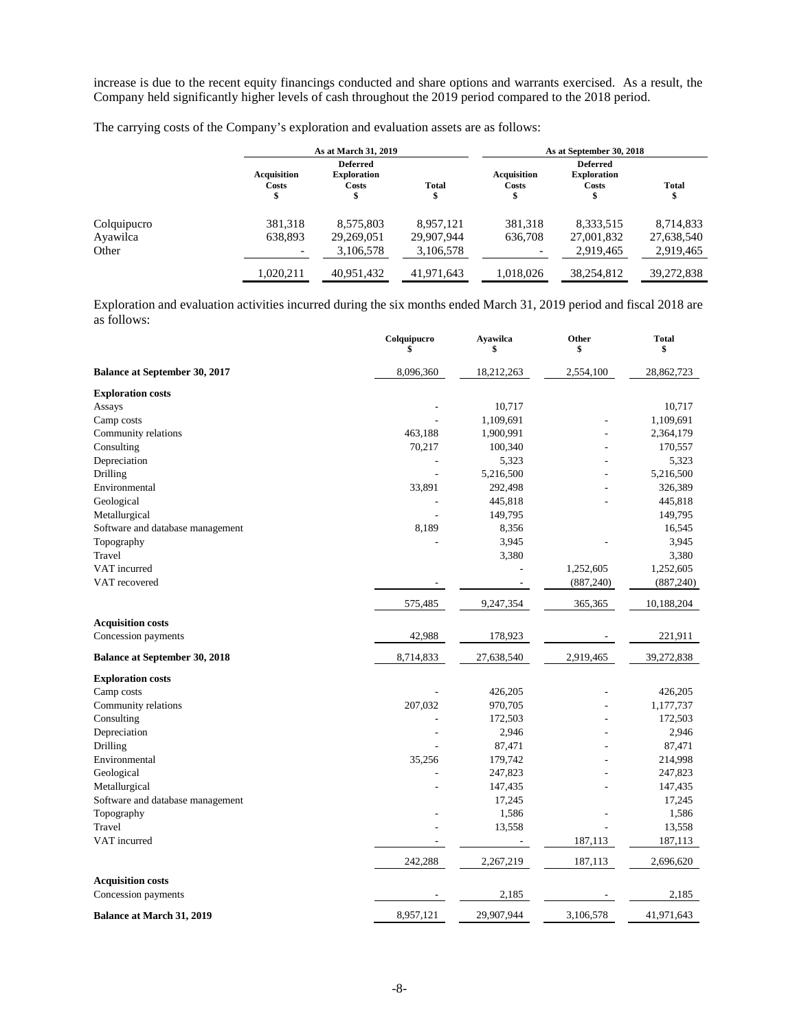increase is due to the recent equity financings conducted and share options and warrants exercised. As a result, the Company held significantly higher levels of cash throughout the 2019 period compared to the 2018 period.

The carrying costs of the Company's exploration and evaluation assets are as follows:

| | As at March 31, 2019 | | | As at September 30, 2018 | | |
|---|---|---|---|---|---|---|
| | Acquisition Costs $ | Deferred Exploration Costs $ | Total $ | Acquisition Costs $ | Deferred Exploration Costs $ | Total $ |
| Colquipucro | 381,318 | 8,575,803 | 8,957,121 | 381,318 | 8,333,515 | 8,714,833 |
| Ayawilca | 638,893 | 29,269,051 | 29,907,944 | 636,708 | 27,001,832 | 27,638,540 |
| Other | - | 3,106,578 | 3,106,578 | - | 2,919,465 | 2,919,465 |
| | 1,020,211 | 40,951,432 | 41,971,643 | 1,018,026 | 38,254,812 | 39,272,838 |

Exploration and evaluation activities incurred during the six months ended March 31, 2019 period and fiscal 2018 are as follows:

| | Colquipucro $ | Ayawilca $ | Other $ | Total $ |
|---|---|---|---|---|
| **Balance at September 30, 2017** | 8,096,360 | 18,212,263 | 2,554,100 | 28,862,723 |
| **Exploration costs** | | | | |
| Assays | - | 10,717 | | 10,717 |
| Camp costs | - | 1,109,691 | - | 1,109,691 |
| Community relations | 463,188 | 1,900,991 | - | 2,364,179 |
| Consulting | 70,217 | 100,340 | - | 170,557 |
| Depreciation | - | 5,323 | - | 5,323 |
| Drilling | - | 5,216,500 | - | 5,216,500 |
| Environmental | 33,891 | 292,498 | - | 326,389 |
| Geological | - | 445,818 | - | 445,818 |
| Metallurgical | - | 149,795 | | 149,795 |
| Software and database management | 8,189 | 8,356 | | 16,545 |
| Topography | - | 3,945 | - | 3,945 |
| Travel | | 3,380 | | 3,380 |
| VAT incurred | | - | 1,252,605 | 1,252,605 |
| VAT recovered | - | - | (887,240) | (887,240) |
| | 575,485 | 9,247,354 | 365,365 | 10,188,204 |
| **Acquisition costs** | | | | |
| Concession payments | 42,988 | 178,923 | - | 221,911 |
| **Balance at September 30, 2018** | 8,714,833 | 27,638,540 | 2,919,465 | 39,272,838 |
| **Exploration costs** | | | | |
| Camp costs | - | 426,205 | - | 426,205 |
| Community relations | 207,032 | 970,705 | - | 1,177,737 |
| Consulting | - | 172,503 | - | 172,503 |
| Depreciation | - | 2,946 | - | 2,946 |
| Drilling | - | 87,471 | - | 87,471 |
| Environmental | 35,256 | 179,742 | - | 214,998 |
| Geological | - | 247,823 | - | 247,823 |
| Metallurgical | - | 147,435 | - | 147,435 |
| Software and database management | | 17,245 | | 17,245 |
| Topography | - | 1,586 | - | 1,586 |
| Travel | - | 13,558 | | 13,558 |
| VAT incurred | - | - | 187,113 | 187,113 |
| | 242,288 | 2,267,219 | 187,113 | 2,696,620 |
| **Acquisition costs** | | | | |
| Concession payments | - | 2,185 | - | 2,185 |
| **Balance at March 31, 2019** | 8,957,121 | 29,907,944 | 3,106,578 | 41,971,643 |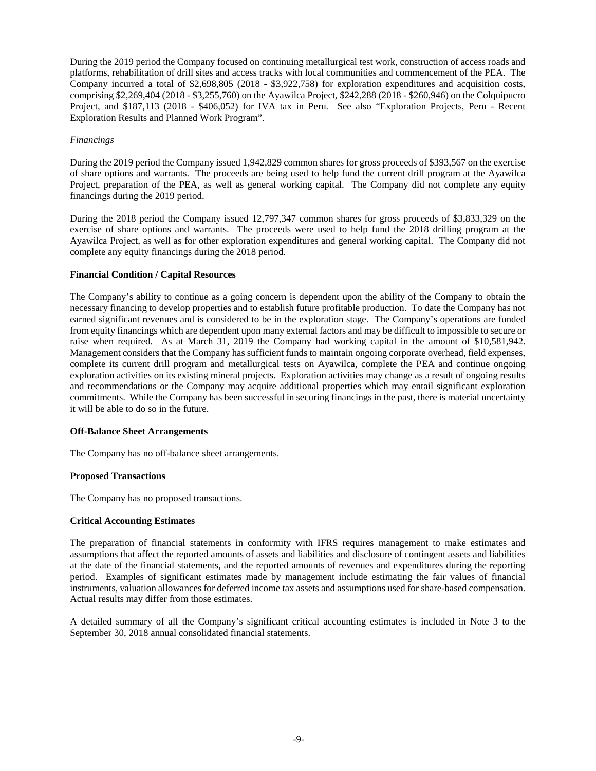During the 2019 period the Company focused on continuing metallurgical test work, construction of access roads and platforms, rehabilitation of drill sites and access tracks with local communities and commencement of the PEA. The Company incurred a total of $2,698,805 (2018 - $3,922,758) for exploration expenditures and acquisition costs, comprising $2,269,404 (2018 - $3,255,760) on the Ayawilca Project, $242,288 (2018 - $260,946) on the Colquipucro Project, and $187,113 (2018 - $406,052) for IVA tax in Peru. See also "Exploration Projects, Peru - Recent Exploration Results and Planned Work Program".

*Financings*

During the 2019 period the Company issued 1,942,829 common shares for gross proceeds of $393,567 on the exercise of share options and warrants. The proceeds are being used to help fund the current drill program at the Ayawilca Project, preparation of the PEA, as well as general working capital. The Company did not complete any equity financings during the 2019 period.

During the 2018 period the Company issued 12,797,347 common shares for gross proceeds of $3,833,329 on the exercise of share options and warrants. The proceeds were used to help fund the 2018 drilling program at the Ayawilca Project, as well as for other exploration expenditures and general working capital. The Company did not complete any equity financings during the 2018 period.

**Financial Condition / Capital Resources**

The Company's ability to continue as a going concern is dependent upon the ability of the Company to obtain the necessary financing to develop properties and to establish future profitable production. To date the Company has not earned significant revenues and is considered to be in the exploration stage. The Company's operations are funded from equity financings which are dependent upon many external factors and may be difficult to impossible to secure or raise when required. As at March 31, 2019 the Company had working capital in the amount of $10,581,942. Management considers that the Company has sufficient funds to maintain ongoing corporate overhead, field expenses, complete its current drill program and metallurgical tests on Ayawilca, complete the PEA and continue ongoing exploration activities on its existing mineral projects. Exploration activities may change as a result of ongoing results and recommendations or the Company may acquire additional properties which may entail significant exploration commitments. While the Company has been successful in securing financings in the past, there is material uncertainty it will be able to do so in the future.

**Off-Balance Sheet Arrangements**

The Company has no off-balance sheet arrangements.

**Proposed Transactions**

The Company has no proposed transactions.

**Critical Accounting Estimates**

The preparation of financial statements in conformity with IFRS requires management to make estimates and assumptions that affect the reported amounts of assets and liabilities and disclosure of contingent assets and liabilities at the date of the financial statements, and the reported amounts of revenues and expenditures during the reporting period. Examples of significant estimates made by management include estimating the fair values of financial instruments, valuation allowances for deferred income tax assets and assumptions used for share-based compensation. Actual results may differ from those estimates.

A detailed summary of all the Company's significant critical accounting estimates is included in Note 3 to the September 30, 2018 annual consolidated financial statements.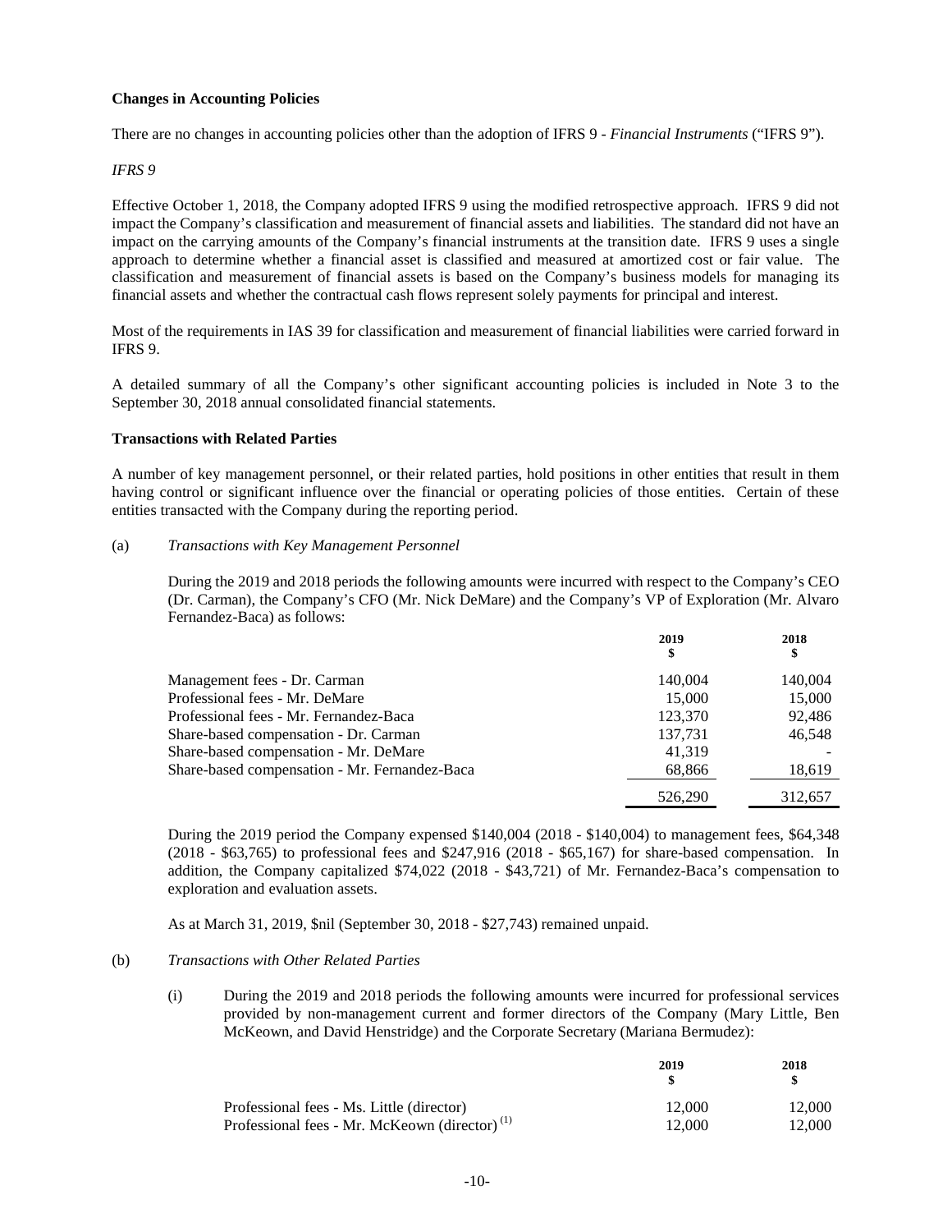**Changes in Accounting Policies**

There are no changes in accounting policies other than the adoption of IFRS 9 - *Financial Instruments* ("IFRS 9").

*IFRS 9*

Effective October 1, 2018, the Company adopted IFRS 9 using the modified retrospective approach. IFRS 9 did not impact the Company's classification and measurement of financial assets and liabilities. The standard did not have an impact on the carrying amounts of the Company's financial instruments at the transition date. IFRS 9 uses a single approach to determine whether a financial asset is classified and measured at amortized cost or fair value. The classification and measurement of financial assets is based on the Company's business models for managing its financial assets and whether the contractual cash flows represent solely payments for principal and interest.

Most of the requirements in IAS 39 for classification and measurement of financial liabilities were carried forward in IFRS 9.

A detailed summary of all the Company's other significant accounting policies is included in Note 3 to the September 30, 2018 annual consolidated financial statements.

**Transactions with Related Parties**

A number of key management personnel, or their related parties, hold positions in other entities that result in them having control or significant influence over the financial or operating policies of those entities. Certain of these entities transacted with the Company during the reporting period.

(a) *Transactions with Key Management Personnel*

During the 2019 and 2018 periods the following amounts were incurred with respect to the Company's CEO (Dr. Carman), the Company's CFO (Mr. Nick DeMare) and the Company's VP of Exploration (Mr. Alvaro Fernandez-Baca) as follows:

| | 2019<br>$ | 2018<br>$ |
|---|---|---|
| Management fees - Dr. Carman | 140,004 | 140,004 |
| Professional fees - Mr. DeMare | 15,000 | 15,000 |
| Professional fees - Mr. Fernandez-Baca | 123,370 | 92,486 |
| Share-based compensation - Dr. Carman | 137,731 | 46,548 |
| Share-based compensation - Mr. DeMare | 41,319 | - |
| Share-based compensation - Mr. Fernandez-Baca | 68,866 | 18,619 |
| | 526,290 | 312,657 |

During the 2019 period the Company expensed $140,004 (2018 - $140,004) to management fees, $64,348 (2018 - $63,765) to professional fees and $247,916 (2018 - $65,167) for share-based compensation. In addition, the Company capitalized $74,022 (2018 - $43,721) of Mr. Fernandez-Baca's compensation to exploration and evaluation assets.

As at March 31, 2019, $nil (September 30, 2018 - $27,743) remained unpaid.

(b) *Transactions with Other Related Parties*

(i) During the 2019 and 2018 periods the following amounts were incurred for professional services provided by non-management current and former directors of the Company (Mary Little, Ben McKeown, and David Henstridge) and the Corporate Secretary (Mariana Bermudez):

| | 2019<br>$ | 2018<br>$ |
|---|---|---|
| Professional fees - Ms. Little (director) | 12,000 | 12,000 |
| Professional fees - Mr. McKeown (director) (1) | 12,000 | 12,000 |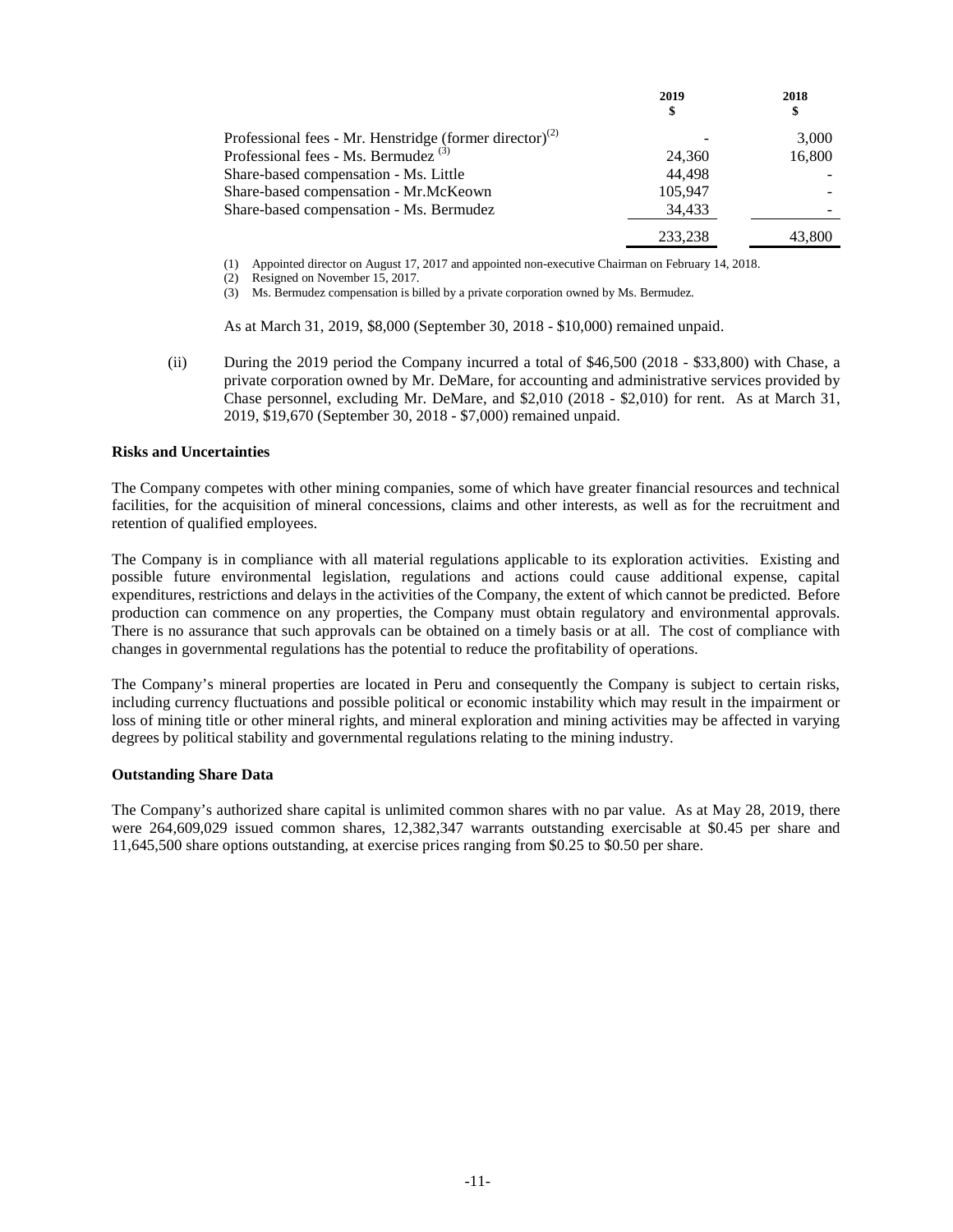| | 2019<br>$ | 2018<br>$ |
|---|---|---|
| Professional fees - Mr. Henstridge (former director)[(2)] | - | 3,000 |
| Professional fees - Ms. Bermudez [(3)] | 24,360 | 16,800 |
| Share-based compensation - Ms. Little | 44,498 | - |
| Share-based compensation - Mr.McKeown | 105,947 | - |
| Share-based compensation - Ms. Bermudez | 34,433 | - |
| | 233,238 | 43,800 |

(1) Appointed director on August 17, 2017 and appointed non-executive Chairman on February 14, 2018.
(2) Resigned on November 15, 2017.
(3) Ms. Bermudez compensation is billed by a private corporation owned by Ms. Bermudez.

As at March 31, 2019, $8,000 (September 30, 2018 - $10,000) remained unpaid.

(ii) During the 2019 period the Company incurred a total of $46,500 (2018 - $33,800) with Chase, a private corporation owned by Mr. DeMare, for accounting and administrative services provided by Chase personnel, excluding Mr. DeMare, and $2,010 (2018 - $2,010) for rent. As at March 31, 2019, $19,670 (September 30, 2018 - $7,000) remained unpaid.

**Risks and Uncertainties**

The Company competes with other mining companies, some of which have greater financial resources and technical facilities, for the acquisition of mineral concessions, claims and other interests, as well as for the recruitment and retention of qualified employees.

The Company is in compliance with all material regulations applicable to its exploration activities. Existing and possible future environmental legislation, regulations and actions could cause additional expense, capital expenditures, restrictions and delays in the activities of the Company, the extent of which cannot be predicted. Before production can commence on any properties, the Company must obtain regulatory and environmental approvals. There is no assurance that such approvals can be obtained on a timely basis or at all. The cost of compliance with changes in governmental regulations has the potential to reduce the profitability of operations.

The Company's mineral properties are located in Peru and consequently the Company is subject to certain risks, including currency fluctuations and possible political or economic instability which may result in the impairment or loss of mining title or other mineral rights, and mineral exploration and mining activities may be affected in varying degrees by political stability and governmental regulations relating to the mining industry.

**Outstanding Share Data**

The Company's authorized share capital is unlimited common shares with no par value. As at May 28, 2019, there were 264,609,029 issued common shares, 12,382,347 warrants outstanding exercisable at $0.45 per share and 11,645,500 share options outstanding, at exercise prices ranging from $0.25 to $0.50 per share.